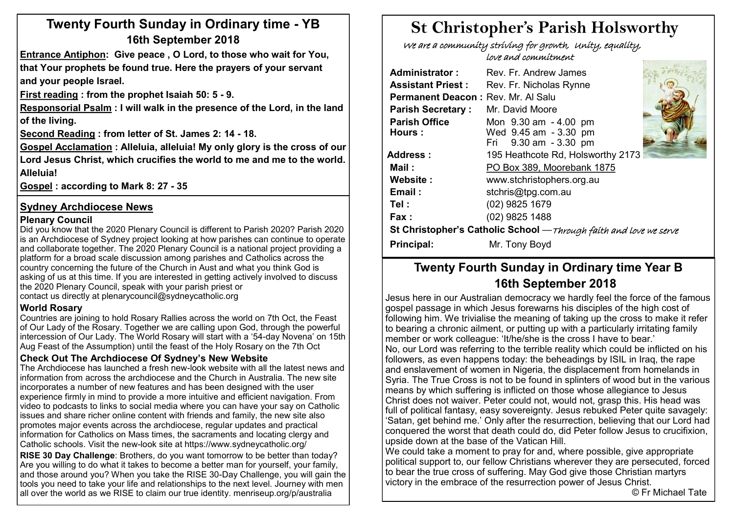## Twenty Fourth Sunday in Ordinary time - YB

### 16th September 2018

**Entrance Antiphon: Give peace , O Lord, to those who wait for You, that Your prophets be found true. Here the prayers of your servant and your people Israel.**

**First reading : from the prophet Isaiah 50: 5 - 9.**

**Responsorial Psalm : I will walk in the presence of the Lord, in the land of the living.**

**Second Reading : from letter of St. James 2: 14 - 18.**

**Gospel Acclamation : Alleluia, alleluia! My only glory is the cross of our Lord Jesus Christ, which crucifies the world to me and me to the world. Alleluia!**

**Gospel : according to Mark 8: 27 - 35**

## Sydney Archdiocese News

### Plenary Council

Did you know that the 2020 Plenary Council is different to Parish 2020? Parish 2020 is an Archdiocese of Sydney project looking at how parishes can continue to operate and collaborate together. The 2020 Plenary Council is a national project providing a platform for a broad scale discussion among parishes and Catholics across the country concerning the future of the Church in Aust and what you think God is asking of us at this time. If you are interested in getting actively involved to discuss the 2020 Plenary Council, speak with your parish priest or contact us directly at plenarycouncil@sydneycatholic.org

### World Rosary

Countries are joining to hold Rosary Rallies across the world on 7th Oct, the Feast of Our Lady of the Rosary. Together we are calling upon God, through the powerful intercession of Our Lady. The World Rosary will start with a '54-day Novena' on 15th Aug Feast of the Assumption) until the feast of the Holy Rosary on the 7th Oct

### Check Out The Archdiocese Of Sydney's New Website

The Archdiocese has launched a fresh new-look website with all the latest news and information from across the archdiocese and the Church in Australia. The new site incorporates a number of new features and has been designed with the user experience firmly in mind to provide a more intuitive and efficient navigation. From video to podcasts to links to social media where you can have your say on Catholic issues and share richer online content with friends and family, the new site also promotes major events across the archdiocese, regular updates and practical information for Catholics on Mass times, the sacraments and locating clergy and Catholic schools. Visit the new-look site at https://www.sydneycatholic.org/

**RISE 30 Day Challenge**: Brothers, do you want tomorrow to be better than today? Are you willing to do what it takes to become a better man for yourself, your family, and those around you? When you take the RISE 30-Day Challenge, you will gain the tools you need to take your life and relationships to the next level. Journey with men all over the world as we RISE to claim our true identity. menriseup.org/p/australia

# St Christopher's Parish Holsworthy

*We are a community striving for growth, Unity, equality, love and commitment*

| | |
|---|---|
| **Administrator :** | Rev. Fr. Andrew James |
| **Assistant Priest :** | Rev. Fr. Nicholas Rynne |
| **Permanent Deacon :** | Rev. Mr. Al Salu |
| **Parish Secretary :** | Mr. David Moore |
| **Parish Office Hours :** | Mon 9.30 am - 4.00 pm<br>Wed 9.45 am - 3.30 pm<br>Fri 9.30 am - 3.30 pm |
| **Address :** | 195 Heathcote Rd, Holsworthy 2173 |
| **Mail :** | PO Box 389, Moorebank 1875 |
| **Website :** | www.stchristophers.org.au |
| **Email :** | stchris@tpg.com.au |
| **Tel :** | (02) 9825 1679 |
| **Fax :** | (02) 9825 1488 |

**St Christopher's Catholic School** —*Through faith and love we serve*

**Principal:** Mr. Tony Boyd

## Twenty Fourth Sunday in Ordinary time Year B

### 16th September 2018

Jesus here in our Australian democracy we hardly feel the force of the famous gospel passage in which Jesus forewarns his disciples of the high cost of following him. We trivialise the meaning of taking up the cross to make it refer to bearing a chronic ailment, or putting up with a particularly irritating family member or work colleague: 'It/he/she is the cross I have to bear.'

No, our Lord was referring to the terrible reality which could be inflicted on his followers, as even happens today: the beheadings by ISIL in Iraq, the rape and enslavement of women in Nigeria, the displacement from homelands in Syria. The True Cross is not to be found in splinters of wood but in the various means by which suffering is inflicted on those whose allegiance to Jesus Christ does not waiver. Peter could not, would not, grasp this. His head was full of political fantasy, easy sovereignty. Jesus rebuked Peter quite savagely: 'Satan, get behind me.' Only after the resurrection, believing that our Lord had conquered the worst that death could do, did Peter follow Jesus to crucifixion, upside down at the base of the Vatican Hill.

We could take a moment to pray for and, where possible, give appropriate political support to, our fellow Christians wherever they are persecuted, forced to bear the true cross of suffering. May God give those Christian martyrs victory in the embrace of the resurrection power of Jesus Christ.

© Fr Michael Tate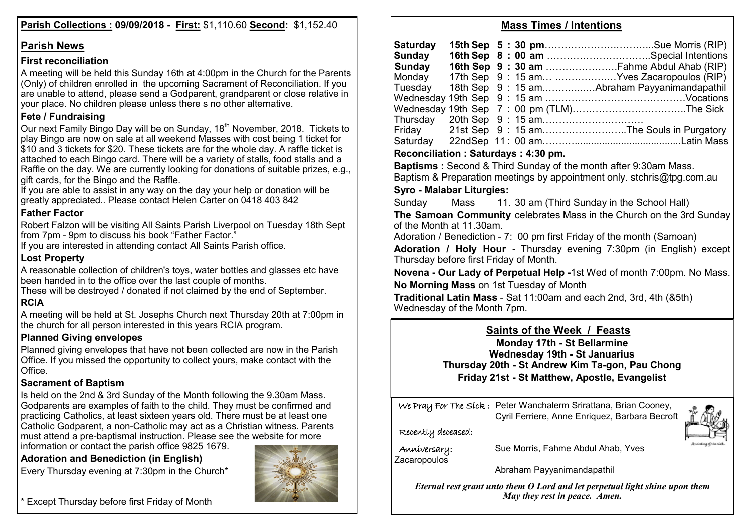**Parish Collections : 09/09/2018 - First:** $1,110.60 **Second:** $1,152.40

## Parish News

### First reconciliation

A meeting will be held this Sunday 16th at 4:00pm in the Church for the Parents (Only) of children enrolled in the upcoming Sacrament of Reconciliation. If you are unable to attend, please send a Godparent, grandparent or close relative in your place. No children please unless there s no other alternative.

### Fete / Fundraising

Our next Family Bingo Day will be on Sunday, 18th November, 2018. Tickets to play Bingo are now on sale at all weekend Masses with cost being 1 ticket for $10 and 3 tickets for $20. These tickets are for the whole day. A raffle ticket is attached to each Bingo card. There will be a variety of stalls, food stalls and a Raffle on the day. We are currently looking for donations of suitable prizes, e.g., gift cards, for the Bingo and the Raffle.

If you are able to assist in any way on the day your help or donation will be greatly appreciated.. Please contact Helen Carter on 0418 403 842

### Father Factor

Robert Falzon will be visiting All Saints Parish Liverpool on Tuesday 18th Sept from 7pm - 9pm to discuss his book "Father Factor."

If you are interested in attending contact All Saints Parish office.

### Lost Property

A reasonable collection of children's toys, water bottles and glasses etc have been handed in to the office over the last couple of months.

These will be destroyed / donated if not claimed by the end of September.

### RCIA

A meeting will be held at St. Josephs Church next Thursday 20th at 7:00pm in the church for all person interested in this years RCIA program.

### Planned Giving envelopes

Planned giving envelopes that have not been collected are now in the Parish Office. If you missed the opportunity to collect yours, make contact with the Office.

### Sacrament of Baptism

Is held on the 2nd & 3rd Sunday of the Month following the 9.30am Mass. Godparents are examples of faith to the child. They must be confirmed and practicing Catholics, at least sixteen years old. There must be at least one Catholic Godparent, a non-Catholic may act as a Christian witness. Parents must attend a pre-baptismal instruction. Please see the website for more information or contact the parish office 9825 1679.

### Adoration and Benediction (in English)

Every Thursday evening at 7:30pm in the Church*

* Except Thursday before first Friday of Month

## Mass Times / Intentions

| | | | |
|---|---|---|---|
| **Saturday** | **15th Sep** | **5 : 30 pm** | Sue Morris (RIP) |
| **Sunday** | **16th Sep** | **8 : 00 am** | Special Intentions |
| **Sunday** | **16th Sep** | **9 : 30 am** | Fahme Abdul Ahab (RIP) |
| Monday | 17th Sep | 9 : 15 am | Yves Zacaropoulos (RIP) |
| Tuesday | 18th Sep | 9 : 15 am | Abraham Payyanimandapathil |
| Wednesday | 19th Sep | 9 : 15 am | Vocations |
| Wednesday | 19th Sep | 7 : 00 pm (TLM) | The Sick |
| Thursday | 20th Sep | 9 : 15 am | |
| Friday | 21st Sep | 9 : 15 am | The Souls in Purgatory |
| Saturday | 22ndSep | 11 : 00 am | Latin Mass |

**Reconciliation : Saturdays : 4:30 pm.**

**Baptisms :** Second & Third Sunday of the month after 9:30am Mass. Baptism & Preparation meetings by appointment only. stchris@tpg.com.au

**Syro - Malabar Liturgies:**

Sunday Mass 11. 30 am (Third Sunday in the School Hall)

**The Samoan Community** celebrates Mass in the Church on the 3rd Sunday of the Month at 11.30am.

Adoration / Benediction - 7: 00 pm first Friday of the month (Samoan)

**Adoration / Holy Hour** - Thursday evening 7:30pm (in English) except Thursday before first Friday of Month.

**Novena - Our Lady of Perpetual Help -**1st Wed of month 7:00pm. No Mass.

**No Morning Mass** on 1st Tuesday of Month

**Traditional Latin Mass** - Sat 11:00am and each 2nd, 3rd, 4th (&5th) Wednesday of the Month 7pm.

## Saints of the Week / Feasts

**Monday 17th - St Bellarmine**
**Wednesday 19th - St Januarius**
**Thursday 20th - St Andrew Kim Ta-gon, Pau Chong**
**Friday 21st - St Matthew, Apostle, Evangelist**

We Pray For The Sick : Peter Wanchalerm Srirattana, Brian Cooney, Cyril Ferriere, Anne Enriquez, Barbara Becroft

Recently deceased:

Anniversary: Sue Morris, Fahme Abdul Ahab, Yves Zacaropoulos, Abraham Payyanimandapathil

*Eternal rest grant unto them O Lord and let perpetual light shine upon them May they rest in peace. Amen.*